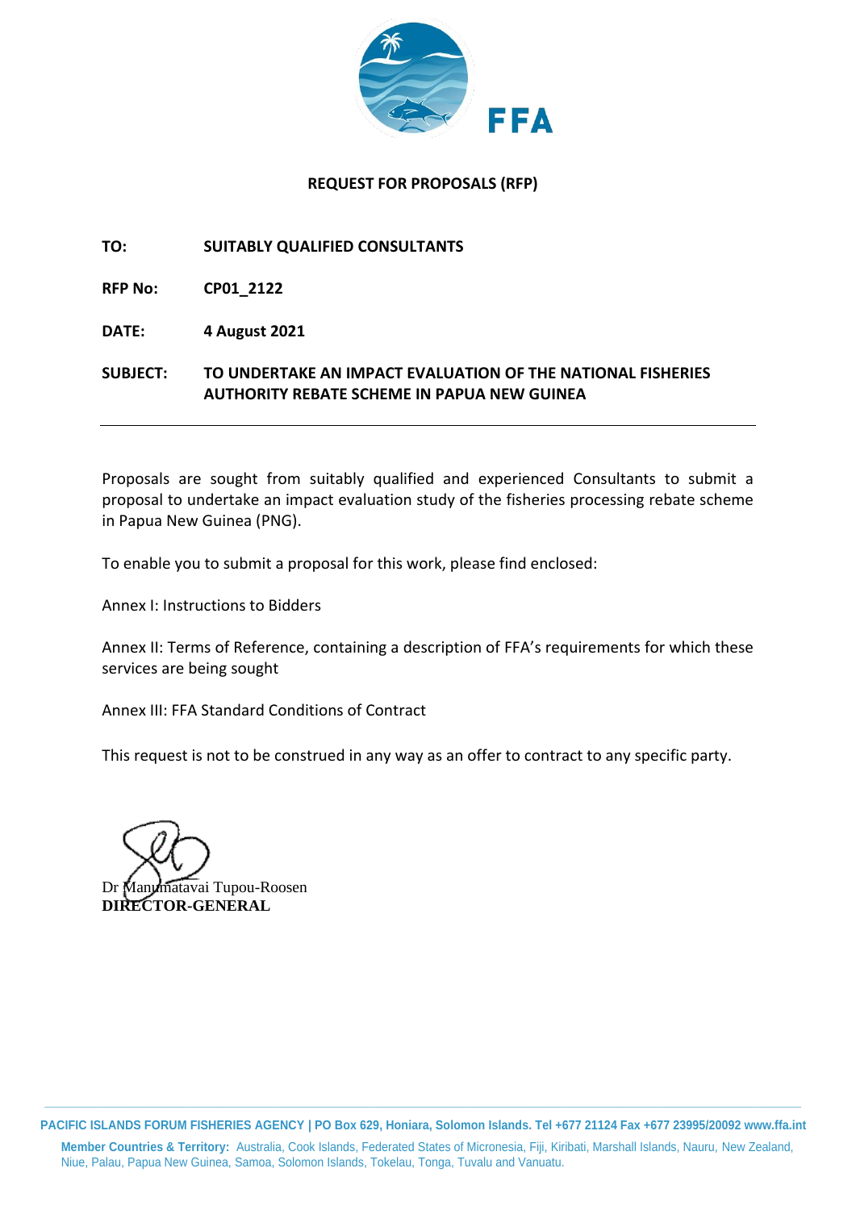FFA

## REQUEST FOR PROPOSALS (RFP)

**TO:** **SUITABLY QUALIFIED CONSULTANTS**

**RFP No:** **CP01_2122**

**DATE:** **4 August 2021**

**SUBJECT:** **TO UNDERTAKE AN IMPACT EVALUATION OF THE NATIONAL FISHERIES AUTHORITY REBATE SCHEME IN PAPUA NEW GUINEA**

---

Proposals are sought from suitably qualified and experienced Consultants to submit a proposal to undertake an impact evaluation study of the fisheries processing rebate scheme in Papua New Guinea (PNG).

To enable you to submit a proposal for this work, please find enclosed:

Annex I: Instructions to Bidders

Annex II: Terms of Reference, containing a description of FFA's requirements for which these services are being sought

Annex III: FFA Standard Conditions of Contract

This request is not to be construed in any way as an offer to contract to any specific party.

Dr Manumatavai Tupou-Roosen
**DIRECTOR-GENERAL**

**PACIFIC ISLANDS FORUM FISHERIES AGENCY | PO Box 629, Honiara, Solomon Islands. Tel +677 21124 Fax +677 23995/20092 www.ffa.int**

**Member Countries & Territory:** Australia, Cook Islands, Federated States of Micronesia, Fiji, Kiribati, Marshall Islands, Nauru, New Zealand, Niue, Palau, Papua New Guinea, Samoa, Solomon Islands, Tokelau, Tonga, Tuvalu and Vanuatu.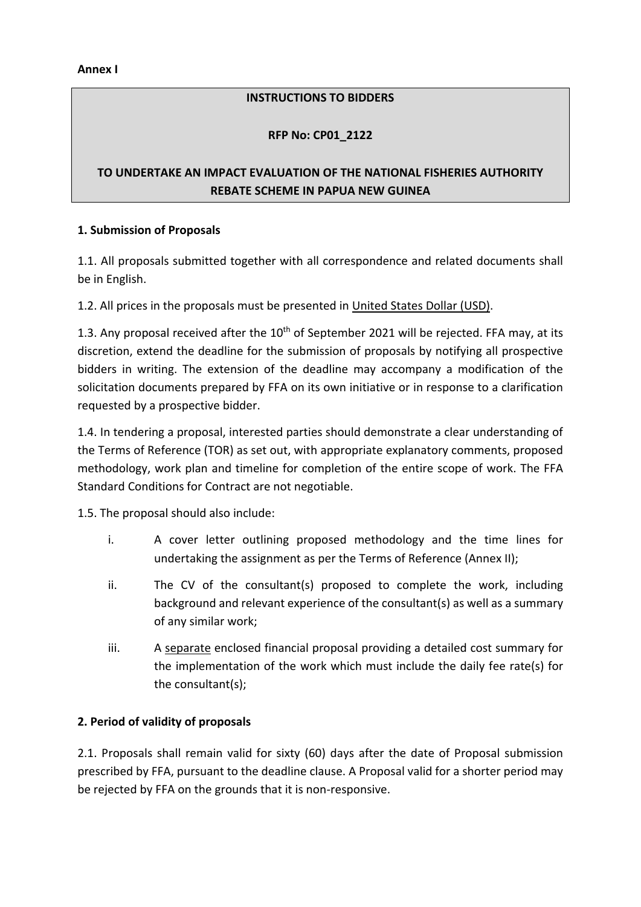**Annex I**

**INSTRUCTIONS TO BIDDERS**

**RFP No: CP01_2122**

**TO UNDERTAKE AN IMPACT EVALUATION OF THE NATIONAL FISHERIES AUTHORITY REBATE SCHEME IN PAPUA NEW GUINEA**

**1. Submission of Proposals**

1.1. All proposals submitted together with all correspondence and related documents shall be in English.

1.2. All prices in the proposals must be presented in United States Dollar (USD).

1.3. Any proposal received after the 10th of September 2021 will be rejected. FFA may, at its discretion, extend the deadline for the submission of proposals by notifying all prospective bidders in writing. The extension of the deadline may accompany a modification of the solicitation documents prepared by FFA on its own initiative or in response to a clarification requested by a prospective bidder.

1.4. In tendering a proposal, interested parties should demonstrate a clear understanding of the Terms of Reference (TOR) as set out, with appropriate explanatory comments, proposed methodology, work plan and timeline for completion of the entire scope of work. The FFA Standard Conditions for Contract are not negotiable.

1.5. The proposal should also include:

i. A cover letter outlining proposed methodology and the time lines for undertaking the assignment as per the Terms of Reference (Annex II);

ii. The CV of the consultant(s) proposed to complete the work, including background and relevant experience of the consultant(s) as well as a summary of any similar work;

iii. A separate enclosed financial proposal providing a detailed cost summary for the implementation of the work which must include the daily fee rate(s) for the consultant(s);

**2. Period of validity of proposals**

2.1. Proposals shall remain valid for sixty (60) days after the date of Proposal submission prescribed by FFA, pursuant to the deadline clause. A Proposal valid for a shorter period may be rejected by FFA on the grounds that it is non-responsive.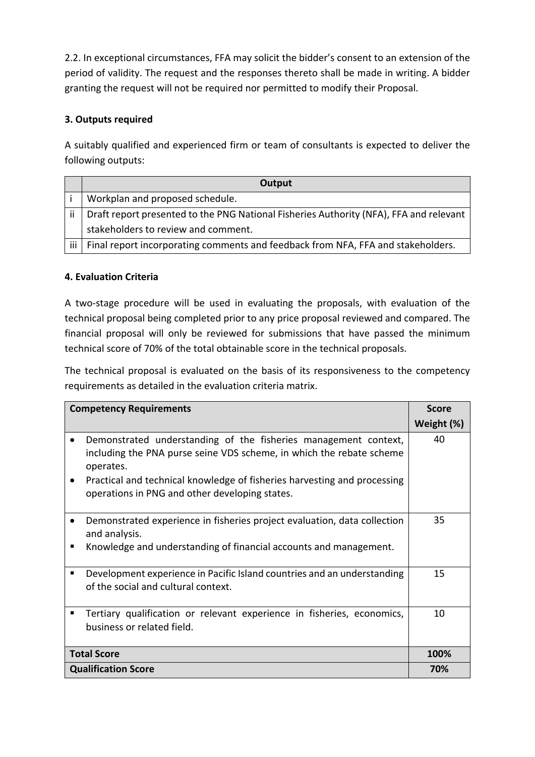2.2. In exceptional circumstances, FFA may solicit the bidder's consent to an extension of the period of validity. The request and the responses thereto shall be made in writing. A bidder granting the request will not be required nor permitted to modify their Proposal.

### 3. Outputs required

A suitably qualified and experienced firm or team of consultants is expected to deliver the following outputs:

| | Output |
|---|---|
| i | Workplan and proposed schedule. |
| ii | Draft report presented to the PNG National Fisheries Authority (NFA), FFA and relevant stakeholders to review and comment. |
| iii | Final report incorporating comments and feedback from NFA, FFA and stakeholders. |

### 4. Evaluation Criteria

A two-stage procedure will be used in evaluating the proposals, with evaluation of the technical proposal being completed prior to any price proposal reviewed and compared. The financial proposal will only be reviewed for submissions that have passed the minimum technical score of 70% of the total obtainable score in the technical proposals.

The technical proposal is evaluated on the basis of its responsiveness to the competency requirements as detailed in the evaluation criteria matrix.

| Competency Requirements | Score Weight (%) |
|---|---|
| • Demonstrated understanding of the fisheries management context, including the PNA purse seine VDS scheme, in which the rebate scheme operates.<br>• Practical and technical knowledge of fisheries harvesting and processing operations in PNG and other developing states. | 40 |
| • Demonstrated experience in fisheries project evaluation, data collection and analysis.<br>▪ Knowledge and understanding of financial accounts and management. | 35 |
| ▪ Development experience in Pacific Island countries and an understanding of the social and cultural context. | 15 |
| ▪ Tertiary qualification or relevant experience in fisheries, economics, business or related field. | 10 |
| **Total Score** | **100%** |
| **Qualification Score** | **70%** |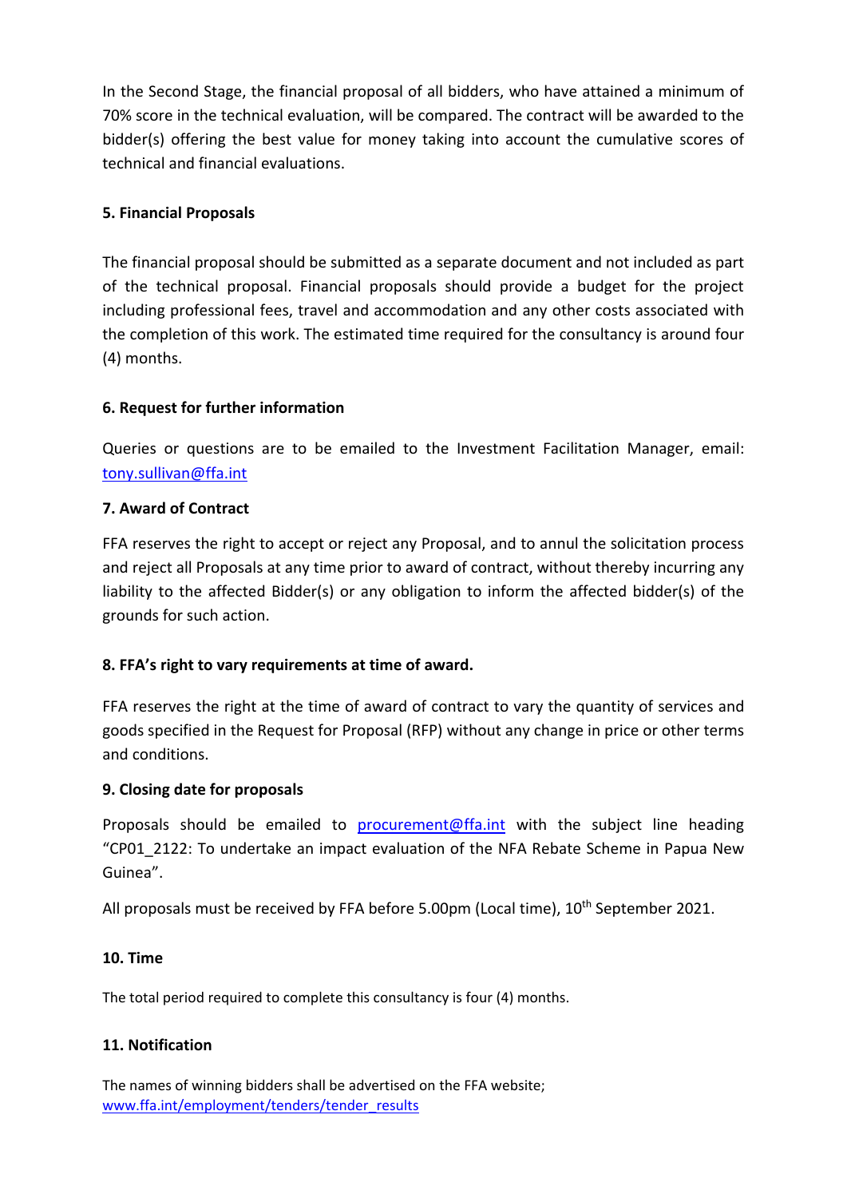In the Second Stage, the financial proposal of all bidders, who have attained a minimum of 70% score in the technical evaluation, will be compared. The contract will be awarded to the bidder(s) offering the best value for money taking into account the cumulative scores of technical and financial evaluations.

## 5. Financial Proposals

The financial proposal should be submitted as a separate document and not included as part of the technical proposal. Financial proposals should provide a budget for the project including professional fees, travel and accommodation and any other costs associated with the completion of this work. The estimated time required for the consultancy is around four (4) months.

## 6. Request for further information

Queries or questions are to be emailed to the Investment Facilitation Manager, email: tony.sullivan@ffa.int

## 7. Award of Contract

FFA reserves the right to accept or reject any Proposal, and to annul the solicitation process and reject all Proposals at any time prior to award of contract, without thereby incurring any liability to the affected Bidder(s) or any obligation to inform the affected bidder(s) of the grounds for such action.

## 8. FFA's right to vary requirements at time of award.

FFA reserves the right at the time of award of contract to vary the quantity of services and goods specified in the Request for Proposal (RFP) without any change in price or other terms and conditions.

## 9. Closing date for proposals

Proposals should be emailed to procurement@ffa.int with the subject line heading "CP01_2122: To undertake an impact evaluation of the NFA Rebate Scheme in Papua New Guinea".

All proposals must be received by FFA before 5.00pm (Local time), 10th September 2021.

## 10. Time

The total period required to complete this consultancy is four (4) months.

## 11. Notification

The names of winning bidders shall be advertised on the FFA website; www.ffa.int/employment/tenders/tender_results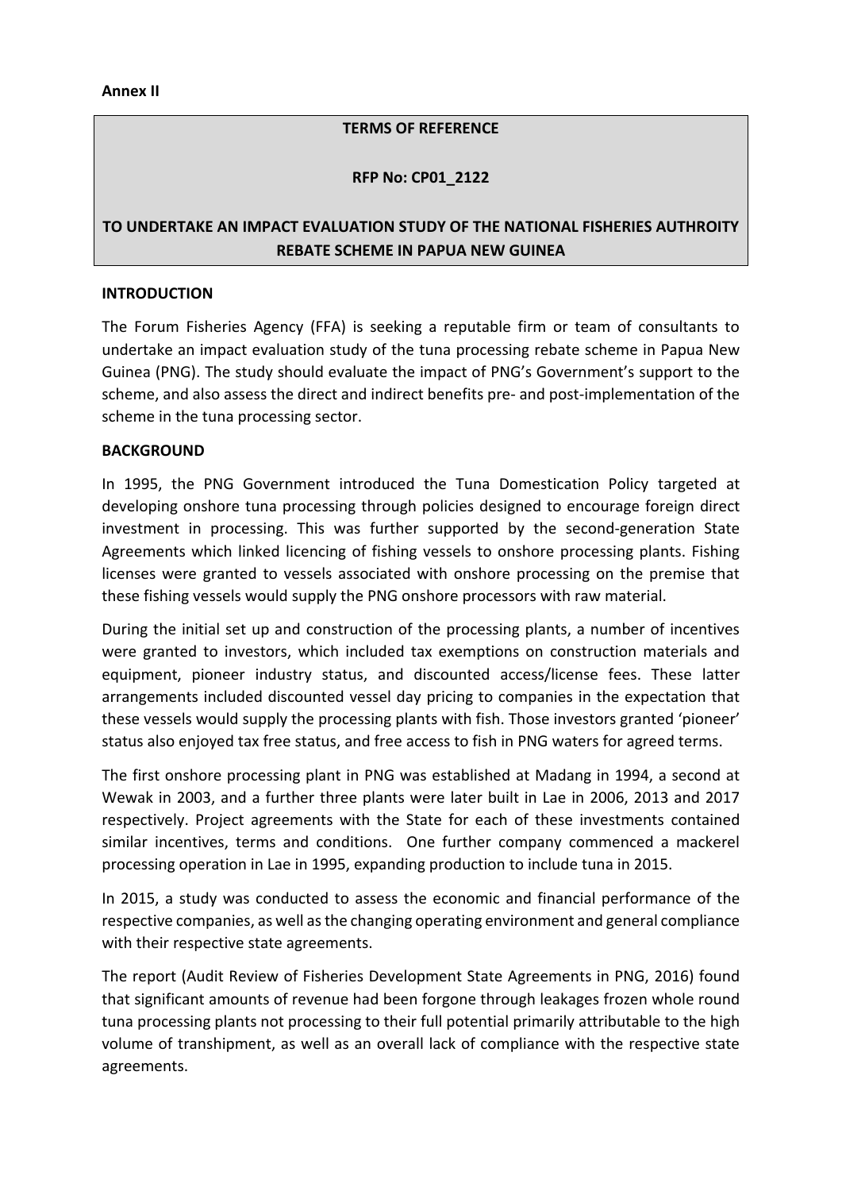**Annex II**

**TERMS OF REFERENCE**

**RFP No: CP01_2122**

**TO UNDERTAKE AN IMPACT EVALUATION STUDY OF THE NATIONAL FISHERIES AUTHROITY REBATE SCHEME IN PAPUA NEW GUINEA**

**INTRODUCTION**

The Forum Fisheries Agency (FFA) is seeking a reputable firm or team of consultants to undertake an impact evaluation study of the tuna processing rebate scheme in Papua New Guinea (PNG). The study should evaluate the impact of PNG's Government's support to the scheme, and also assess the direct and indirect benefits pre- and post-implementation of the scheme in the tuna processing sector.

**BACKGROUND**

In 1995, the PNG Government introduced the Tuna Domestication Policy targeted at developing onshore tuna processing through policies designed to encourage foreign direct investment in processing. This was further supported by the second-generation State Agreements which linked licencing of fishing vessels to onshore processing plants. Fishing licenses were granted to vessels associated with onshore processing on the premise that these fishing vessels would supply the PNG onshore processors with raw material.

During the initial set up and construction of the processing plants, a number of incentives were granted to investors, which included tax exemptions on construction materials and equipment, pioneer industry status, and discounted access/license fees. These latter arrangements included discounted vessel day pricing to companies in the expectation that these vessels would supply the processing plants with fish. Those investors granted 'pioneer' status also enjoyed tax free status, and free access to fish in PNG waters for agreed terms.

The first onshore processing plant in PNG was established at Madang in 1994, a second at Wewak in 2003, and a further three plants were later built in Lae in 2006, 2013 and 2017 respectively. Project agreements with the State for each of these investments contained similar incentives, terms and conditions. One further company commenced a mackerel processing operation in Lae in 1995, expanding production to include tuna in 2015.

In 2015, a study was conducted to assess the economic and financial performance of the respective companies, as well as the changing operating environment and general compliance with their respective state agreements.

The report (Audit Review of Fisheries Development State Agreements in PNG, 2016) found that significant amounts of revenue had been forgone through leakages frozen whole round tuna processing plants not processing to their full potential primarily attributable to the high volume of transhipment, as well as an overall lack of compliance with the respective state agreements.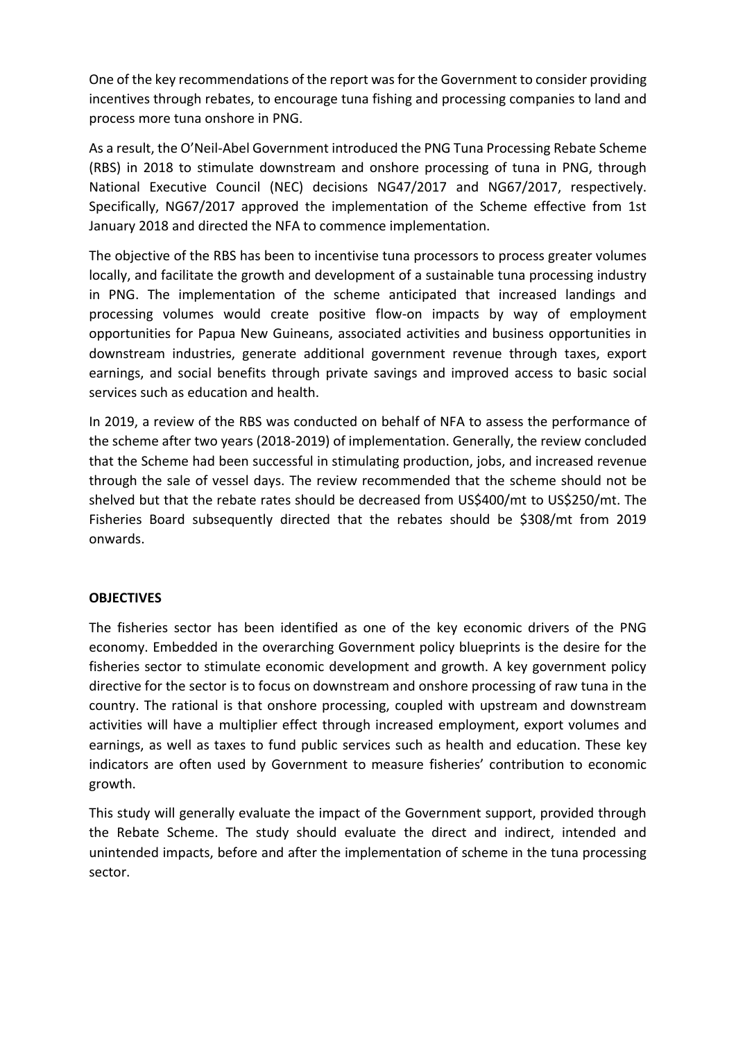One of the key recommendations of the report was for the Government to consider providing incentives through rebates, to encourage tuna fishing and processing companies to land and process more tuna onshore in PNG.

As a result, the O'Neil-Abel Government introduced the PNG Tuna Processing Rebate Scheme (RBS) in 2018 to stimulate downstream and onshore processing of tuna in PNG, through National Executive Council (NEC) decisions NG47/2017 and NG67/2017, respectively. Specifically, NG67/2017 approved the implementation of the Scheme effective from 1st January 2018 and directed the NFA to commence implementation.

The objective of the RBS has been to incentivise tuna processors to process greater volumes locally, and facilitate the growth and development of a sustainable tuna processing industry in PNG. The implementation of the scheme anticipated that increased landings and processing volumes would create positive flow-on impacts by way of employment opportunities for Papua New Guineans, associated activities and business opportunities in downstream industries, generate additional government revenue through taxes, export earnings, and social benefits through private savings and improved access to basic social services such as education and health.

In 2019, a review of the RBS was conducted on behalf of NFA to assess the performance of the scheme after two years (2018-2019) of implementation. Generally, the review concluded that the Scheme had been successful in stimulating production, jobs, and increased revenue through the sale of vessel days. The review recommended that the scheme should not be shelved but that the rebate rates should be decreased from US$400/mt to US$250/mt. The Fisheries Board subsequently directed that the rebates should be $308/mt from 2019 onwards.

**OBJECTIVES**

The fisheries sector has been identified as one of the key economic drivers of the PNG economy. Embedded in the overarching Government policy blueprints is the desire for the fisheries sector to stimulate economic development and growth. A key government policy directive for the sector is to focus on downstream and onshore processing of raw tuna in the country. The rational is that onshore processing, coupled with upstream and downstream activities will have a multiplier effect through increased employment, export volumes and earnings, as well as taxes to fund public services such as health and education. These key indicators are often used by Government to measure fisheries' contribution to economic growth.

This study will generally evaluate the impact of the Government support, provided through the Rebate Scheme. The study should evaluate the direct and indirect, intended and unintended impacts, before and after the implementation of scheme in the tuna processing sector.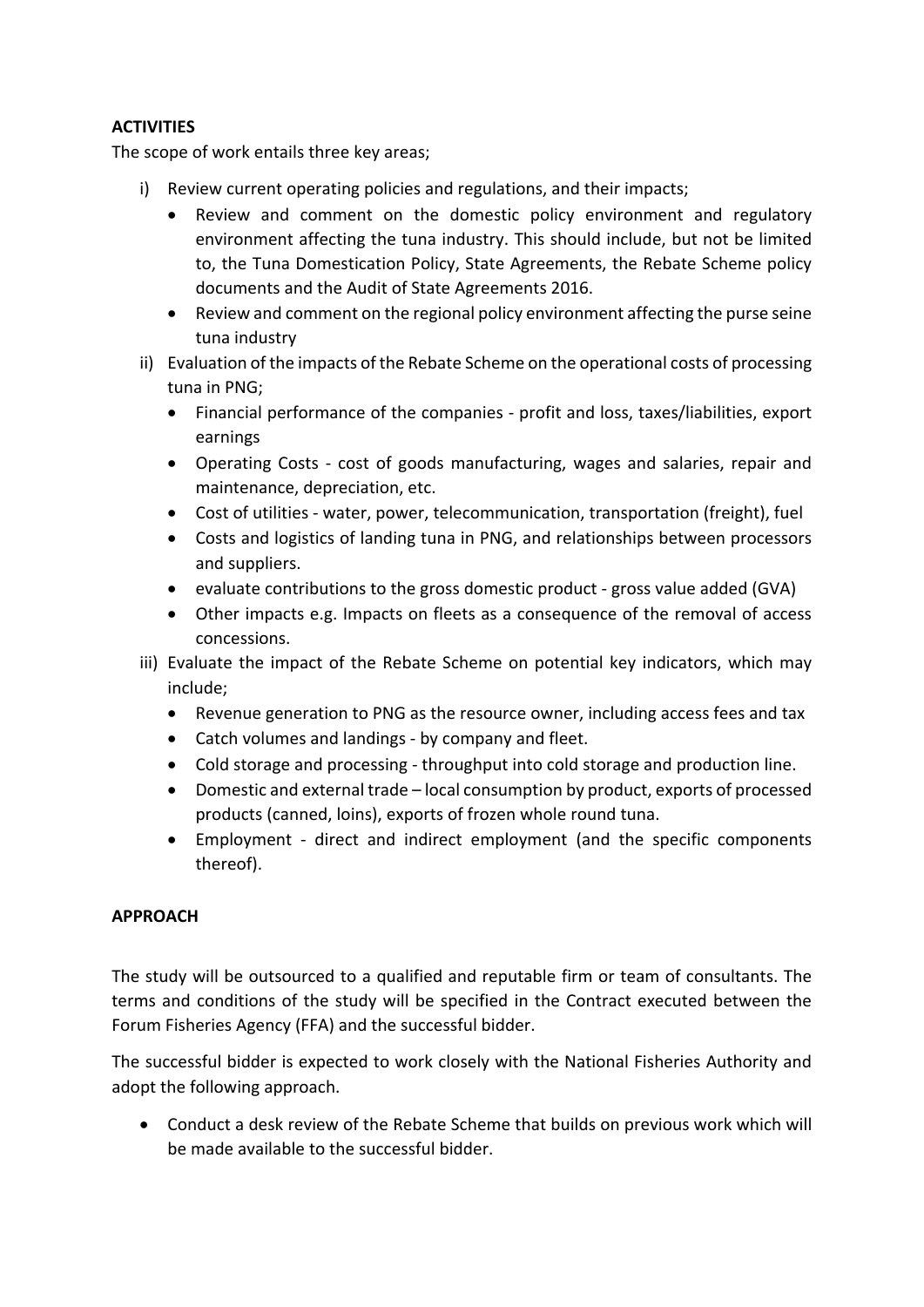**ACTIVITIES**

The scope of work entails three key areas;

i) Review current operating policies and regulations, and their impacts;
   - Review and comment on the domestic policy environment and regulatory environment affecting the tuna industry. This should include, but not be limited to, the Tuna Domestication Policy, State Agreements, the Rebate Scheme policy documents and the Audit of State Agreements 2016.
   - Review and comment on the regional policy environment affecting the purse seine tuna industry

ii) Evaluation of the impacts of the Rebate Scheme on the operational costs of processing tuna in PNG;
   - Financial performance of the companies - profit and loss, taxes/liabilities, export earnings
   - Operating Costs - cost of goods manufacturing, wages and salaries, repair and maintenance, depreciation, etc.
   - Cost of utilities - water, power, telecommunication, transportation (freight), fuel
   - Costs and logistics of landing tuna in PNG, and relationships between processors and suppliers.
   - evaluate contributions to the gross domestic product - gross value added (GVA)
   - Other impacts e.g. Impacts on fleets as a consequence of the removal of access concessions.

iii) Evaluate the impact of the Rebate Scheme on potential key indicators, which may include;
   - Revenue generation to PNG as the resource owner, including access fees and tax
   - Catch volumes and landings - by company and fleet.
   - Cold storage and processing - throughput into cold storage and production line.
   - Domestic and external trade – local consumption by product, exports of processed products (canned, loins), exports of frozen whole round tuna.
   - Employment - direct and indirect employment (and the specific components thereof).

**APPROACH**

The study will be outsourced to a qualified and reputable firm or team of consultants. The terms and conditions of the study will be specified in the Contract executed between the Forum Fisheries Agency (FFA) and the successful bidder.

The successful bidder is expected to work closely with the National Fisheries Authority and adopt the following approach.

- Conduct a desk review of the Rebate Scheme that builds on previous work which will be made available to the successful bidder.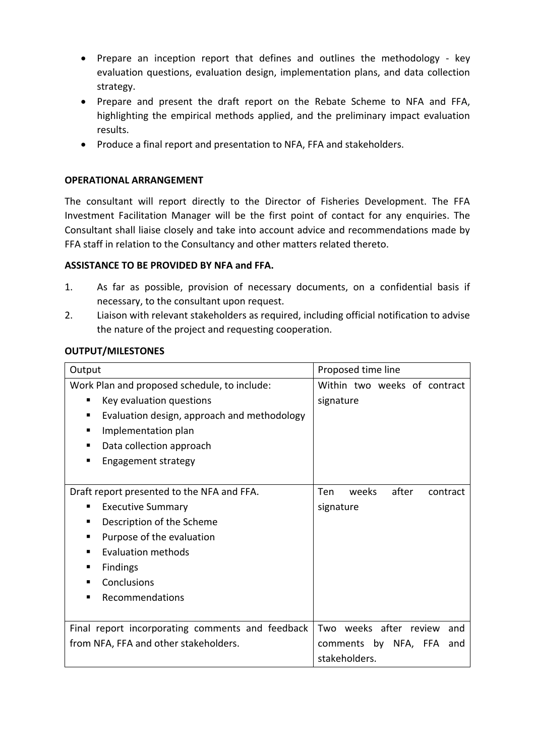- Prepare an inception report that defines and outlines the methodology - key evaluation questions, evaluation design, implementation plans, and data collection strategy.
- Prepare and present the draft report on the Rebate Scheme to NFA and FFA, highlighting the empirical methods applied, and the preliminary impact evaluation results.
- Produce a final report and presentation to NFA, FFA and stakeholders.

**OPERATIONAL ARRANGEMENT**

The consultant will report directly to the Director of Fisheries Development. The FFA Investment Facilitation Manager will be the first point of contact for any enquiries. The Consultant shall liaise closely and take into account advice and recommendations made by FFA staff in relation to the Consultancy and other matters related thereto.

**ASSISTANCE TO BE PROVIDED BY NFA and FFA.**

1. As far as possible, provision of necessary documents, on a confidential basis if necessary, to the consultant upon request.
2. Liaison with relevant stakeholders as required, including official notification to advise the nature of the project and requesting cooperation.

**OUTPUT/MILESTONES**

| Output | Proposed time line |
| --- | --- |
| Work Plan and proposed schedule, to include:<br>▪ Key evaluation questions<br>▪ Evaluation design, approach and methodology<br>▪ Implementation plan<br>▪ Data collection approach<br>▪ Engagement strategy | Within two weeks of contract signature |
| Draft report presented to the NFA and FFA.<br>▪ Executive Summary<br>▪ Description of the Scheme<br>▪ Purpose of the evaluation<br>▪ Evaluation methods<br>▪ Findings<br>▪ Conclusions<br>▪ Recommendations | Ten weeks after contract signature |
| Final report incorporating comments and feedback from NFA, FFA and other stakeholders. | Two weeks after review and comments by NFA, FFA and stakeholders. |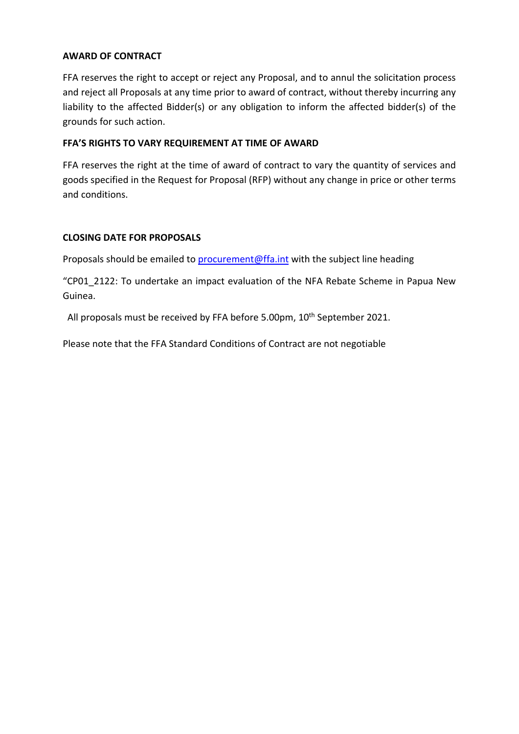**AWARD OF CONTRACT**

FFA reserves the right to accept or reject any Proposal, and to annul the solicitation process and reject all Proposals at any time prior to award of contract, without thereby incurring any liability to the affected Bidder(s) or any obligation to inform the affected bidder(s) of the grounds for such action.

**FFA'S RIGHTS TO VARY REQUIREMENT AT TIME OF AWARD**

FFA reserves the right at the time of award of contract to vary the quantity of services and goods specified in the Request for Proposal (RFP) without any change in price or other terms and conditions.

**CLOSING DATE FOR PROPOSALS**

Proposals should be emailed to [procurement@ffa.int](mailto:procurement@ffa.int) with the subject line heading

"CP01_2122: To undertake an impact evaluation of the NFA Rebate Scheme in Papua New Guinea.

All proposals must be received by FFA before 5.00pm, 10th September 2021.

Please note that the FFA Standard Conditions of Contract are not negotiable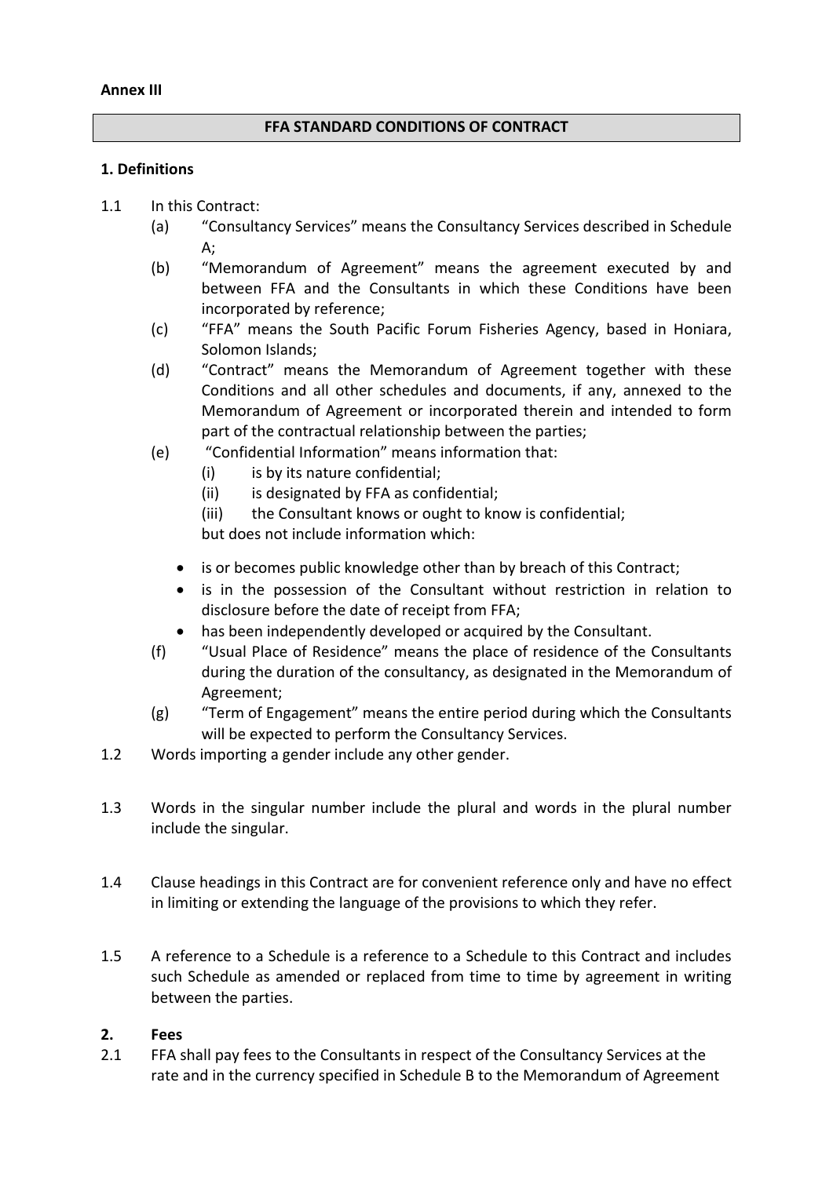**Annex III**

## FFA STANDARD CONDITIONS OF CONTRACT

**1. Definitions**

1.1 In this Contract:

(a) "Consultancy Services" means the Consultancy Services described in Schedule A;

(b) "Memorandum of Agreement" means the agreement executed by and between FFA and the Consultants in which these Conditions have been incorporated by reference;

(c) "FFA" means the South Pacific Forum Fisheries Agency, based in Honiara, Solomon Islands;

(d) "Contract" means the Memorandum of Agreement together with these Conditions and all other schedules and documents, if any, annexed to the Memorandum of Agreement or incorporated therein and intended to form part of the contractual relationship between the parties;

(e) "Confidential Information" means information that:

(i) is by its nature confidential;

(ii) is designated by FFA as confidential;

(iii) the Consultant knows or ought to know is confidential;

but does not include information which:

- is or becomes public knowledge other than by breach of this Contract;
- is in the possession of the Consultant without restriction in relation to disclosure before the date of receipt from FFA;
- has been independently developed or acquired by the Consultant.

(f) "Usual Place of Residence" means the place of residence of the Consultants during the duration of the consultancy, as designated in the Memorandum of Agreement;

(g) "Term of Engagement" means the entire period during which the Consultants will be expected to perform the Consultancy Services.

1.2 Words importing a gender include any other gender.

1.3 Words in the singular number include the plural and words in the plural number include the singular.

1.4 Clause headings in this Contract are for convenient reference only and have no effect in limiting or extending the language of the provisions to which they refer.

1.5 A reference to a Schedule is a reference to a Schedule to this Contract and includes such Schedule as amended or replaced from time to time by agreement in writing between the parties.

**2. Fees**

2.1 FFA shall pay fees to the Consultants in respect of the Consultancy Services at the rate and in the currency specified in Schedule B to the Memorandum of Agreement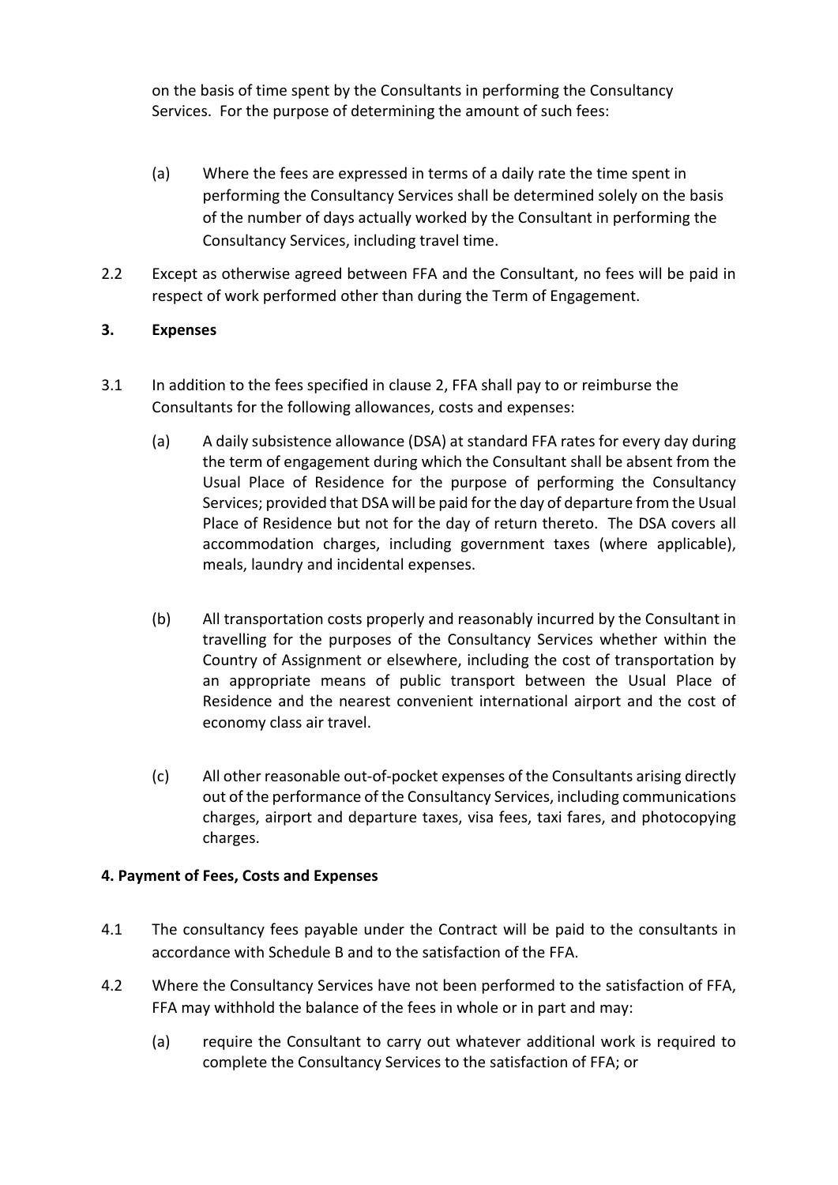on the basis of time spent by the Consultants in performing the Consultancy Services. For the purpose of determining the amount of such fees:

(a) Where the fees are expressed in terms of a daily rate the time spent in performing the Consultancy Services shall be determined solely on the basis of the number of days actually worked by the Consultant in performing the Consultancy Services, including travel time.

2.2 Except as otherwise agreed between FFA and the Consultant, no fees will be paid in respect of work performed other than during the Term of Engagement.

**3. Expenses**

3.1 In addition to the fees specified in clause 2, FFA shall pay to or reimburse the Consultants for the following allowances, costs and expenses:

(a) A daily subsistence allowance (DSA) at standard FFA rates for every day during the term of engagement during which the Consultant shall be absent from the Usual Place of Residence for the purpose of performing the Consultancy Services; provided that DSA will be paid for the day of departure from the Usual Place of Residence but not for the day of return thereto. The DSA covers all accommodation charges, including government taxes (where applicable), meals, laundry and incidental expenses.

(b) All transportation costs properly and reasonably incurred by the Consultant in travelling for the purposes of the Consultancy Services whether within the Country of Assignment or elsewhere, including the cost of transportation by an appropriate means of public transport between the Usual Place of Residence and the nearest convenient international airport and the cost of economy class air travel.

(c) All other reasonable out-of-pocket expenses of the Consultants arising directly out of the performance of the Consultancy Services, including communications charges, airport and departure taxes, visa fees, taxi fares, and photocopying charges.

**4. Payment of Fees, Costs and Expenses**

4.1 The consultancy fees payable under the Contract will be paid to the consultants in accordance with Schedule B and to the satisfaction of the FFA.

4.2 Where the Consultancy Services have not been performed to the satisfaction of FFA, FFA may withhold the balance of the fees in whole or in part and may:

(a) require the Consultant to carry out whatever additional work is required to complete the Consultancy Services to the satisfaction of FFA; or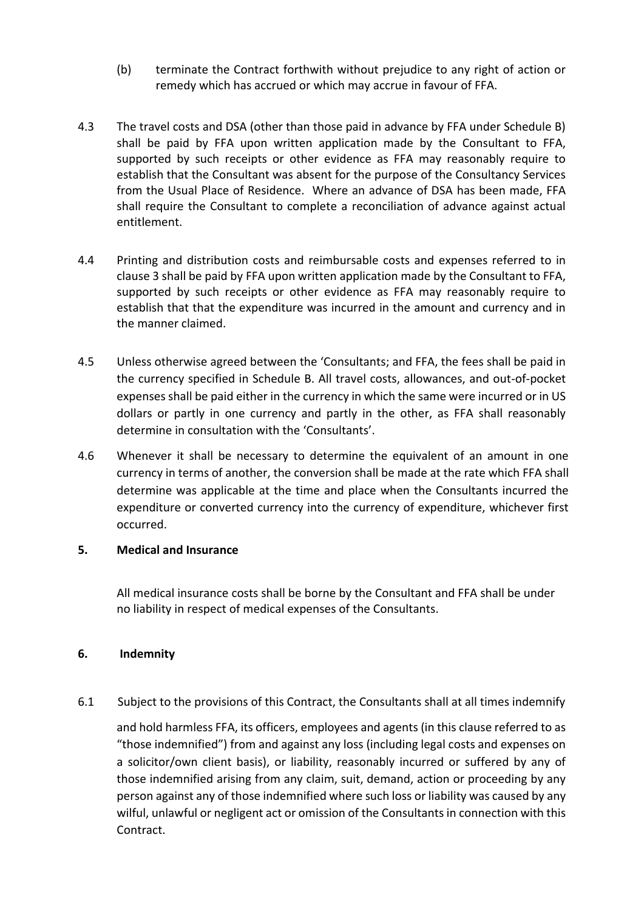(b) terminate the Contract forthwith without prejudice to any right of action or remedy which has accrued or which may accrue in favour of FFA.

4.3 The travel costs and DSA (other than those paid in advance by FFA under Schedule B) shall be paid by FFA upon written application made by the Consultant to FFA, supported by such receipts or other evidence as FFA may reasonably require to establish that the Consultant was absent for the purpose of the Consultancy Services from the Usual Place of Residence. Where an advance of DSA has been made, FFA shall require the Consultant to complete a reconciliation of advance against actual entitlement.

4.4 Printing and distribution costs and reimbursable costs and expenses referred to in clause 3 shall be paid by FFA upon written application made by the Consultant to FFA, supported by such receipts or other evidence as FFA may reasonably require to establish that that the expenditure was incurred in the amount and currency and in the manner claimed.

4.5 Unless otherwise agreed between the 'Consultants; and FFA, the fees shall be paid in the currency specified in Schedule B. All travel costs, allowances, and out-of-pocket expenses shall be paid either in the currency in which the same were incurred or in US dollars or partly in one currency and partly in the other, as FFA shall reasonably determine in consultation with the 'Consultants'.

4.6 Whenever it shall be necessary to determine the equivalent of an amount in one currency in terms of another, the conversion shall be made at the rate which FFA shall determine was applicable at the time and place when the Consultants incurred the expenditure or converted currency into the currency of expenditure, whichever first occurred.

## 5. Medical and Insurance

All medical insurance costs shall be borne by the Consultant and FFA shall be under no liability in respect of medical expenses of the Consultants.

## 6. Indemnity

6.1 Subject to the provisions of this Contract, the Consultants shall at all times indemnify and hold harmless FFA, its officers, employees and agents (in this clause referred to as "those indemnified") from and against any loss (including legal costs and expenses on a solicitor/own client basis), or liability, reasonably incurred or suffered by any of those indemnified arising from any claim, suit, demand, action or proceeding by any person against any of those indemnified where such loss or liability was caused by any wilful, unlawful or negligent act or omission of the Consultants in connection with this Contract.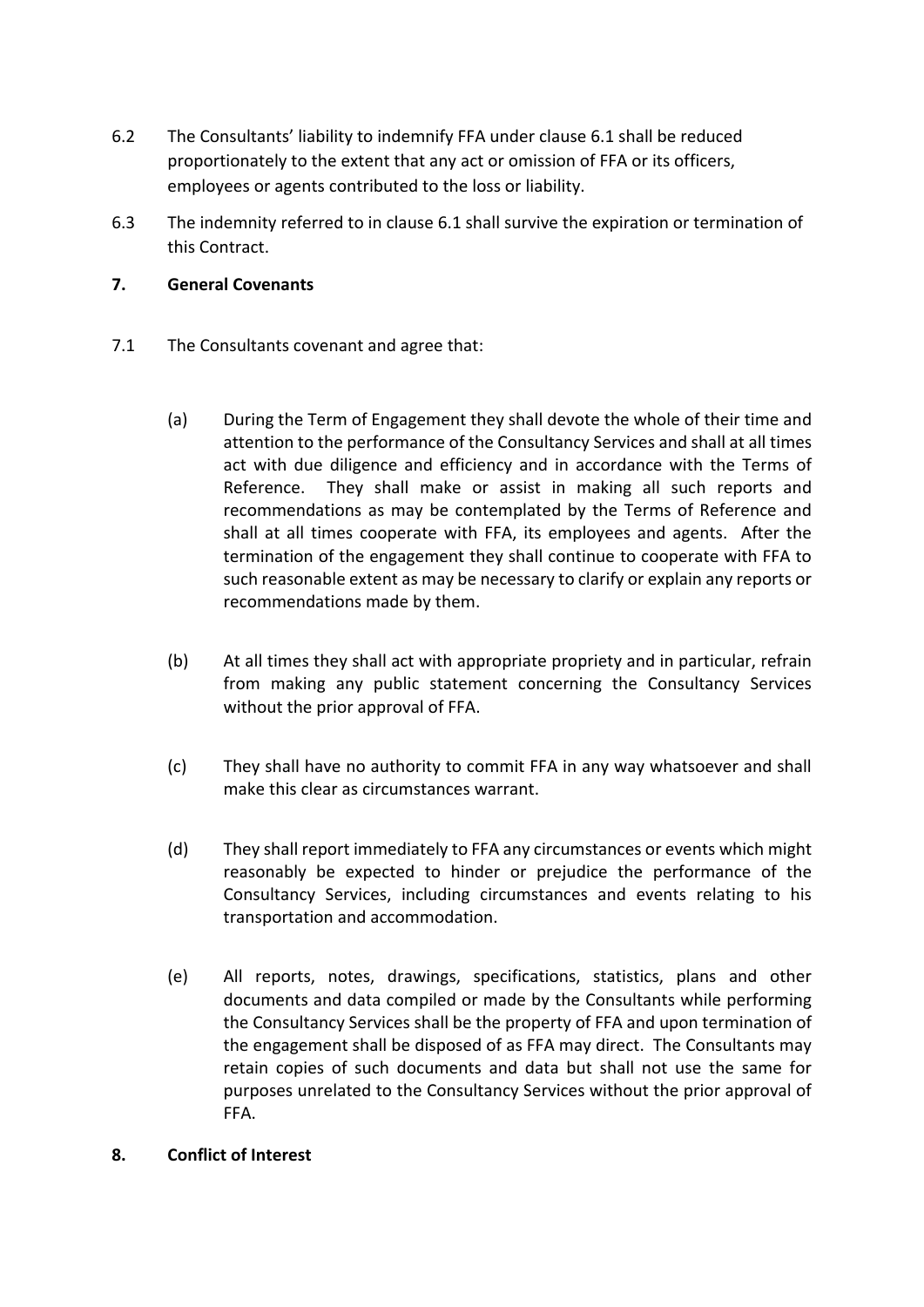6.2 The Consultants' liability to indemnify FFA under clause 6.1 shall be reduced proportionately to the extent that any act or omission of FFA or its officers, employees or agents contributed to the loss or liability.

6.3 The indemnity referred to in clause 6.1 shall survive the expiration or termination of this Contract.

**7. General Covenants**

7.1 The Consultants covenant and agree that:

(a) During the Term of Engagement they shall devote the whole of their time and attention to the performance of the Consultancy Services and shall at all times act with due diligence and efficiency and in accordance with the Terms of Reference. They shall make or assist in making all such reports and recommendations as may be contemplated by the Terms of Reference and shall at all times cooperate with FFA, its employees and agents. After the termination of the engagement they shall continue to cooperate with FFA to such reasonable extent as may be necessary to clarify or explain any reports or recommendations made by them.

(b) At all times they shall act with appropriate propriety and in particular, refrain from making any public statement concerning the Consultancy Services without the prior approval of FFA.

(c) They shall have no authority to commit FFA in any way whatsoever and shall make this clear as circumstances warrant.

(d) They shall report immediately to FFA any circumstances or events which might reasonably be expected to hinder or prejudice the performance of the Consultancy Services, including circumstances and events relating to his transportation and accommodation.

(e) All reports, notes, drawings, specifications, statistics, plans and other documents and data compiled or made by the Consultants while performing the Consultancy Services shall be the property of FFA and upon termination of the engagement shall be disposed of as FFA may direct. The Consultants may retain copies of such documents and data but shall not use the same for purposes unrelated to the Consultancy Services without the prior approval of FFA.

**8. Conflict of Interest**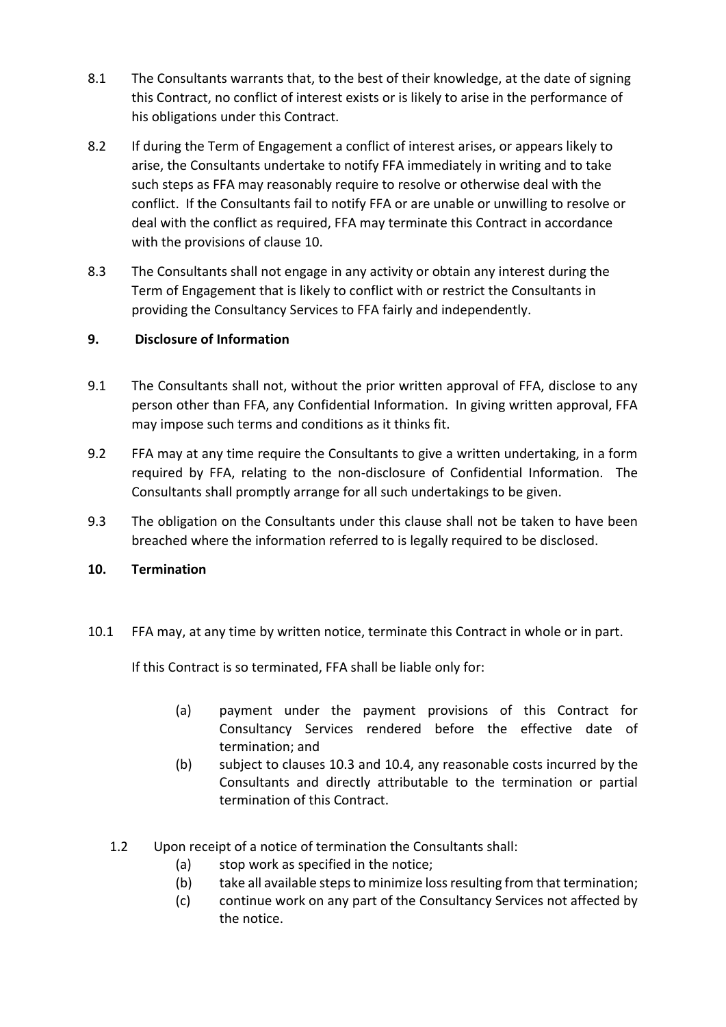8.1 The Consultants warrants that, to the best of their knowledge, at the date of signing this Contract, no conflict of interest exists or is likely to arise in the performance of his obligations under this Contract.

8.2 If during the Term of Engagement a conflict of interest arises, or appears likely to arise, the Consultants undertake to notify FFA immediately in writing and to take such steps as FFA may reasonably require to resolve or otherwise deal with the conflict. If the Consultants fail to notify FFA or are unable or unwilling to resolve or deal with the conflict as required, FFA may terminate this Contract in accordance with the provisions of clause 10.

8.3 The Consultants shall not engage in any activity or obtain any interest during the Term of Engagement that is likely to conflict with or restrict the Consultants in providing the Consultancy Services to FFA fairly and independently.

## 9. Disclosure of Information

9.1 The Consultants shall not, without the prior written approval of FFA, disclose to any person other than FFA, any Confidential Information. In giving written approval, FFA may impose such terms and conditions as it thinks fit.

9.2 FFA may at any time require the Consultants to give a written undertaking, in a form required by FFA, relating to the non-disclosure of Confidential Information. The Consultants shall promptly arrange for all such undertakings to be given.

9.3 The obligation on the Consultants under this clause shall not be taken to have been breached where the information referred to is legally required to be disclosed.

## 10. Termination

10.1 FFA may, at any time by written notice, terminate this Contract in whole or in part.

If this Contract is so terminated, FFA shall be liable only for:

(a) payment under the payment provisions of this Contract for Consultancy Services rendered before the effective date of termination; and

(b) subject to clauses 10.3 and 10.4, any reasonable costs incurred by the Consultants and directly attributable to the termination or partial termination of this Contract.

1.2 Upon receipt of a notice of termination the Consultants shall:

(a) stop work as specified in the notice;

(b) take all available steps to minimize loss resulting from that termination;

(c) continue work on any part of the Consultancy Services not affected by the notice.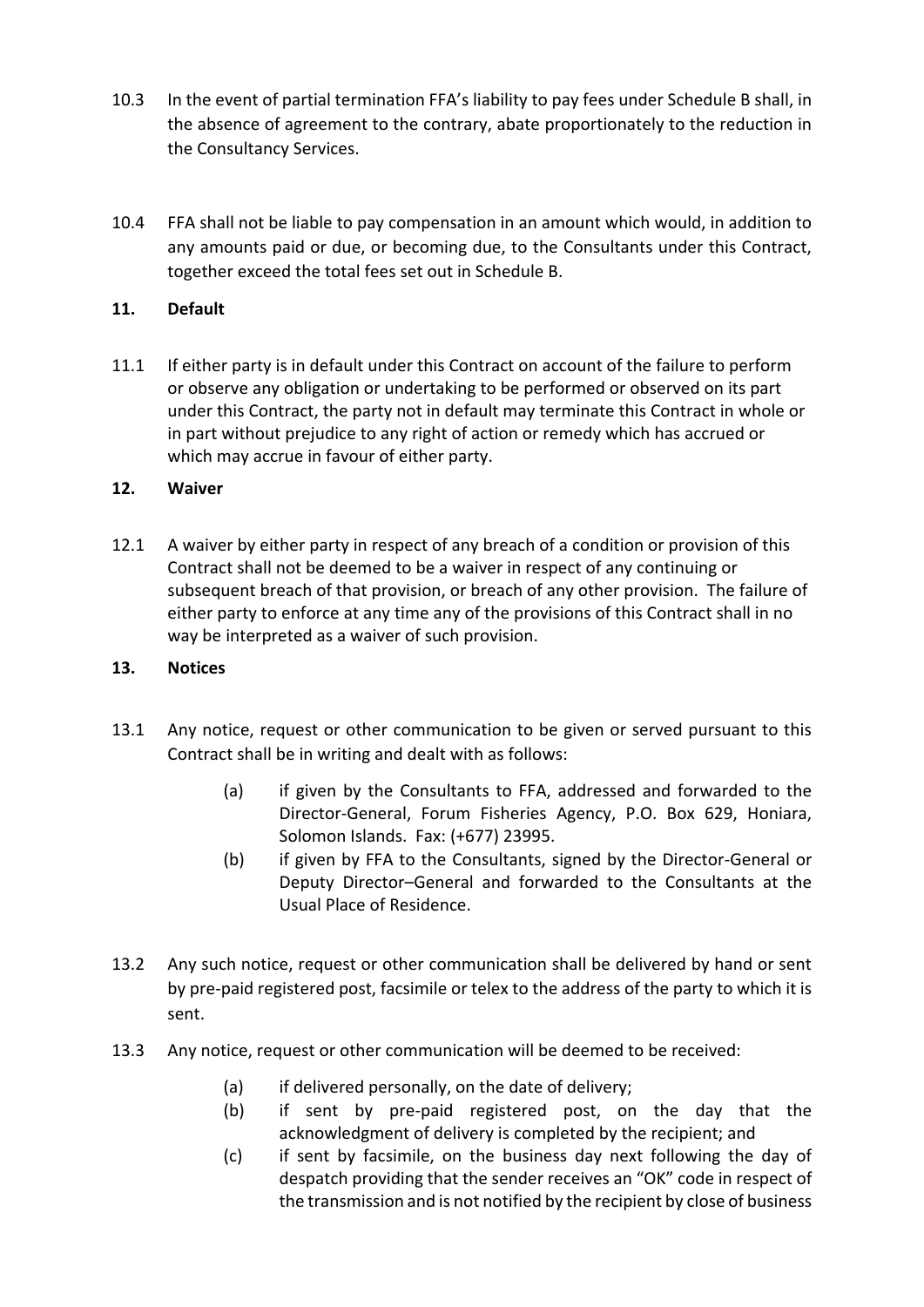10.3 In the event of partial termination FFA's liability to pay fees under Schedule B shall, in the absence of agreement to the contrary, abate proportionately to the reduction in the Consultancy Services.

10.4 FFA shall not be liable to pay compensation in an amount which would, in addition to any amounts paid or due, or becoming due, to the Consultants under this Contract, together exceed the total fees set out in Schedule B.

**11. Default**

11.1 If either party is in default under this Contract on account of the failure to perform or observe any obligation or undertaking to be performed or observed on its part under this Contract, the party not in default may terminate this Contract in whole or in part without prejudice to any right of action or remedy which has accrued or which may accrue in favour of either party.

**12. Waiver**

12.1 A waiver by either party in respect of any breach of a condition or provision of this Contract shall not be deemed to be a waiver in respect of any continuing or subsequent breach of that provision, or breach of any other provision. The failure of either party to enforce at any time any of the provisions of this Contract shall in no way be interpreted as a waiver of such provision.

**13. Notices**

13.1 Any notice, request or other communication to be given or served pursuant to this Contract shall be in writing and dealt with as follows:

(a) if given by the Consultants to FFA, addressed and forwarded to the Director-General, Forum Fisheries Agency, P.O. Box 629, Honiara, Solomon Islands. Fax: (+677) 23995.

(b) if given by FFA to the Consultants, signed by the Director-General or Deputy Director–General and forwarded to the Consultants at the Usual Place of Residence.

13.2 Any such notice, request or other communication shall be delivered by hand or sent by pre-paid registered post, facsimile or telex to the address of the party to which it is sent.

13.3 Any notice, request or other communication will be deemed to be received:

(a) if delivered personally, on the date of delivery;

(b) if sent by pre-paid registered post, on the day that the acknowledgment of delivery is completed by the recipient; and

(c) if sent by facsimile, on the business day next following the day of despatch providing that the sender receives an "OK" code in respect of the transmission and is not notified by the recipient by close of business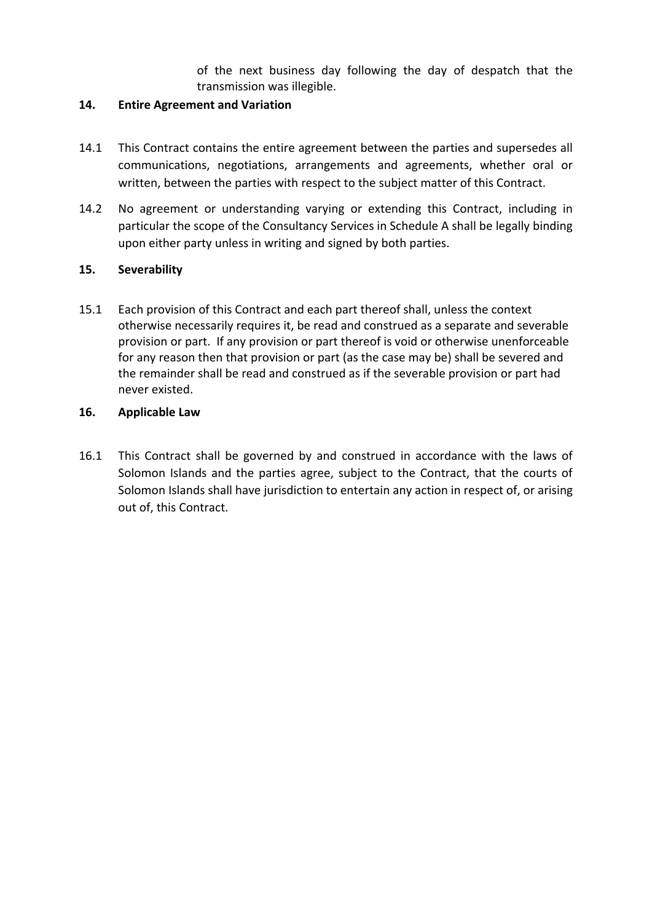of the next business day following the day of despatch that the transmission was illegible.

**14. Entire Agreement and Variation**

14.1 This Contract contains the entire agreement between the parties and supersedes all communications, negotiations, arrangements and agreements, whether oral or written, between the parties with respect to the subject matter of this Contract.

14.2 No agreement or understanding varying or extending this Contract, including in particular the scope of the Consultancy Services in Schedule A shall be legally binding upon either party unless in writing and signed by both parties.

**15. Severability**

15.1 Each provision of this Contract and each part thereof shall, unless the context otherwise necessarily requires it, be read and construed as a separate and severable provision or part. If any provision or part thereof is void or otherwise unenforceable for any reason then that provision or part (as the case may be) shall be severed and the remainder shall be read and construed as if the severable provision or part had never existed.

**16. Applicable Law**

16.1 This Contract shall be governed by and construed in accordance with the laws of Solomon Islands and the parties agree, subject to the Contract, that the courts of Solomon Islands shall have jurisdiction to entertain any action in respect of, or arising out of, this Contract.